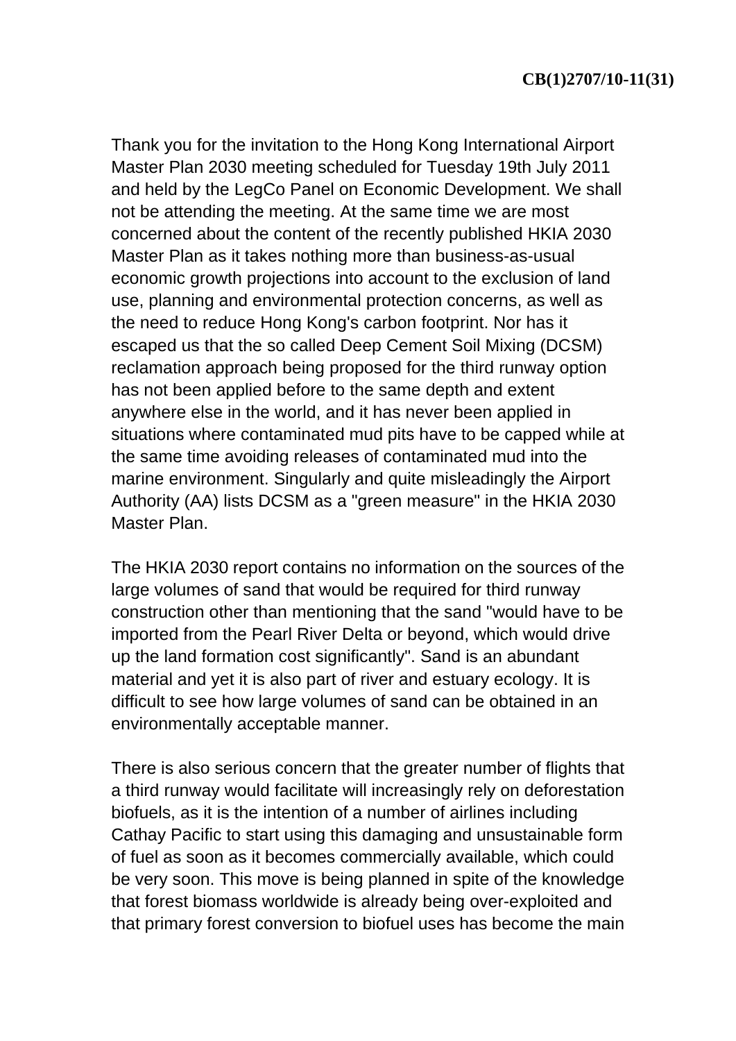**CB(1)2707/10-11(31)**

Thank you for the invitation to the Hong Kong International Airport Master Plan 2030 meeting scheduled for Tuesday 19th July 2011 and held by the LegCo Panel on Economic Development. We shall not be attending the meeting. At the same time we are most concerned about the content of the recently published HKIA 2030 Master Plan as it takes nothing more than business-as-usual economic growth projections into account to the exclusion of land use, planning and environmental protection concerns, as well as the need to reduce Hong Kong's carbon footprint. Nor has it escaped us that the so called Deep Cement Soil Mixing (DCSM) reclamation approach being proposed for the third runway option has not been applied before to the same depth and extent anywhere else in the world, and it has never been applied in situations where contaminated mud pits have to be capped while at the same time avoiding releases of contaminated mud into the marine environment. Singularly and quite misleadingly the Airport Authority (AA) lists DCSM as a "green measure" in the HKIA 2030 Master Plan.

The HKIA 2030 report contains no information on the sources of the large volumes of sand that would be required for third runway construction other than mentioning that the sand "would have to be imported from the Pearl River Delta or beyond, which would drive up the land formation cost significantly". Sand is an abundant material and yet it is also part of river and estuary ecology. It is difficult to see how large volumes of sand can be obtained in an environmentally acceptable manner.

There is also serious concern that the greater number of flights that a third runway would facilitate will increasingly rely on deforestation biofuels, as it is the intention of a number of airlines including Cathay Pacific to start using this damaging and unsustainable form of fuel as soon as it becomes commercially available, which could be very soon. This move is being planned in spite of the knowledge that forest biomass worldwide is already being over-exploited and that primary forest conversion to biofuel uses has become the main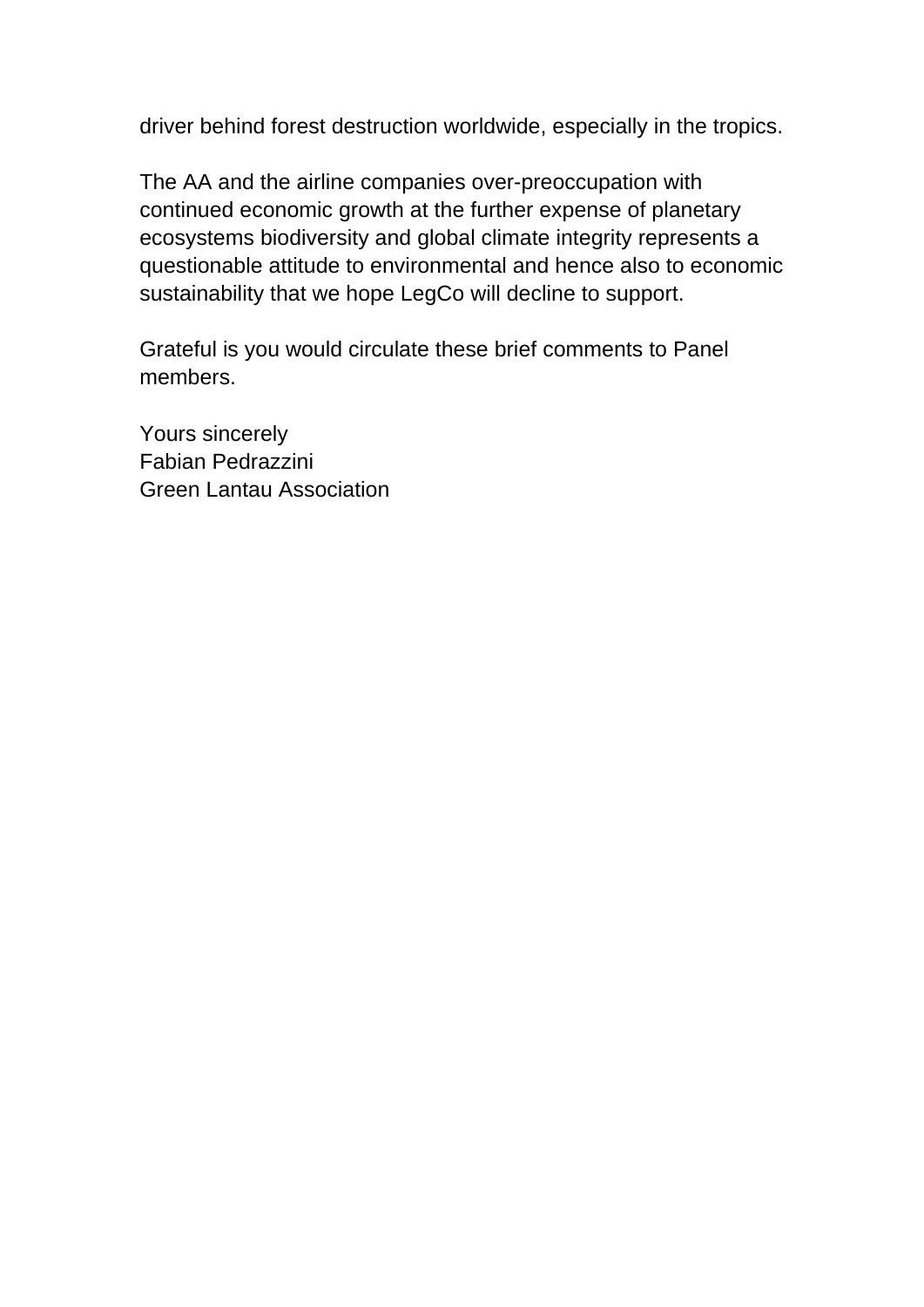driver behind forest destruction worldwide, especially in the tropics.

The AA and the airline companies over-preoccupation with continued economic growth at the further expense of planetary ecosystems biodiversity and global climate integrity represents a questionable attitude to environmental and hence also to economic sustainability that we hope LegCo will decline to support.

Grateful is you would circulate these brief comments to Panel members.

Yours sincerely  
Fabian Pedrazzini  
Green Lantau Association